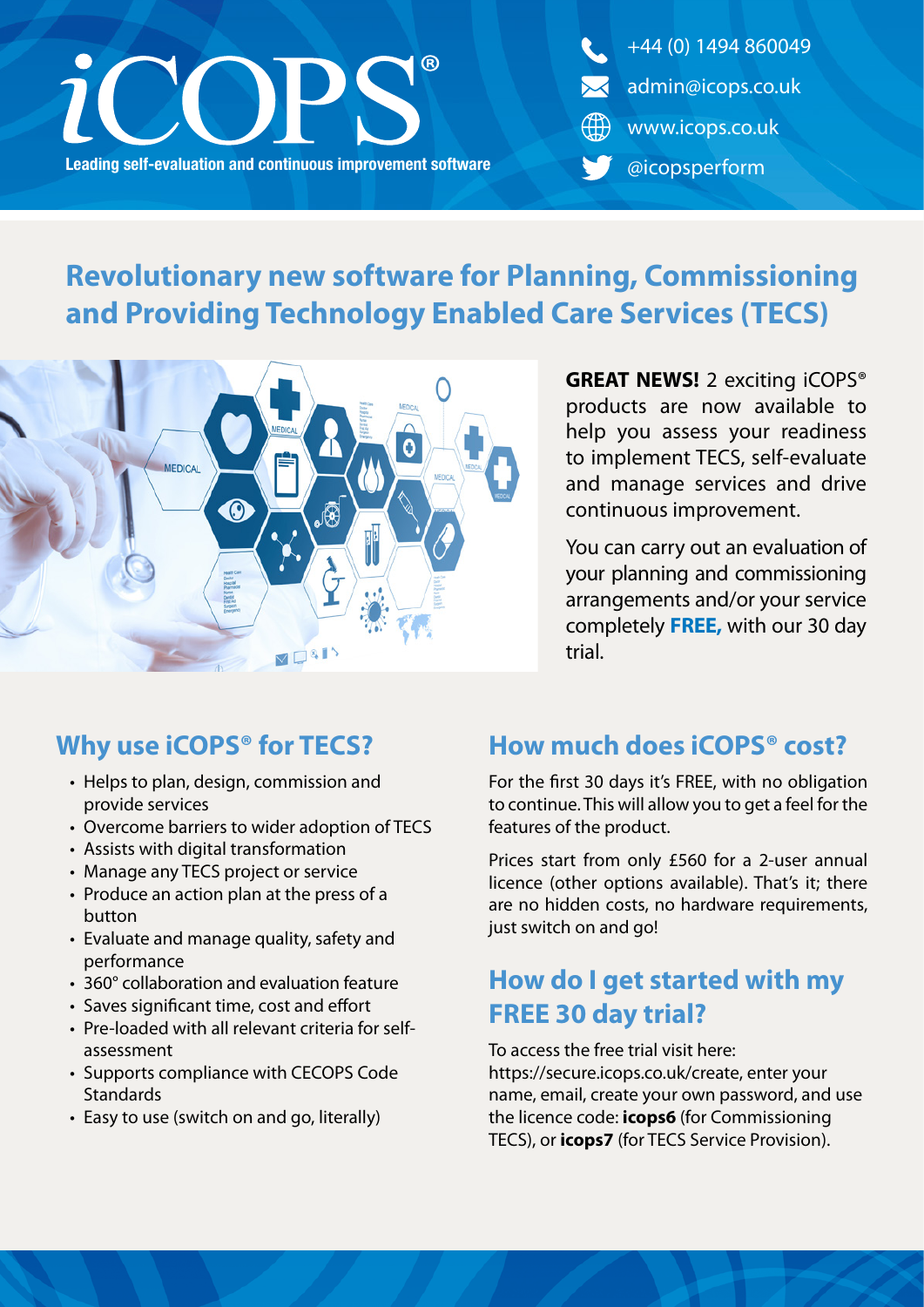# iCOPS®

**Leading self-evaluation and continuous improvement software**

+44 (0) 1494 860049

admin@icops.co.uk

www.icops.co.uk

@icopsperform

## Revolutionary new software for Planning, Commissioning and Providing Technology Enabled Care Services (TECS)

**GREAT NEWS!** 2 exciting iCOPS® products are now available to help you assess your readiness to implement TECS, self-evaluate and manage services and drive continuous improvement.

You can carry out an evaluation of your planning and commissioning arrangements and/or your service completely **FREE,** with our 30 day trial.

## Why use iCOPS® for TECS?

- Helps to plan, design, commission and provide services
- Overcome barriers to wider adoption of TECS
- Assists with digital transformation
- Manage any TECS project or service
- Produce an action plan at the press of a button
- Evaluate and manage quality, safety and performance
- 360° collaboration and evaluation feature
- Saves significant time, cost and effort
- Pre-loaded with all relevant criteria for self-assessment
- Supports compliance with CECOPS Code Standards
- Easy to use (switch on and go, literally)

## How much does iCOPS® cost?

For the first 30 days it's FREE, with no obligation to continue. This will allow you to get a feel for the features of the product.

Prices start from only £560 for a 2-user annual licence (other options available). That's it; there are no hidden costs, no hardware requirements, just switch on and go!

## How do I get started with my FREE 30 day trial?

To access the free trial visit here: https://secure.icops.co.uk/create, enter your name, email, create your own password, and use the licence code: **icops6** (for Commissioning TECS), or **icops7** (for TECS Service Provision).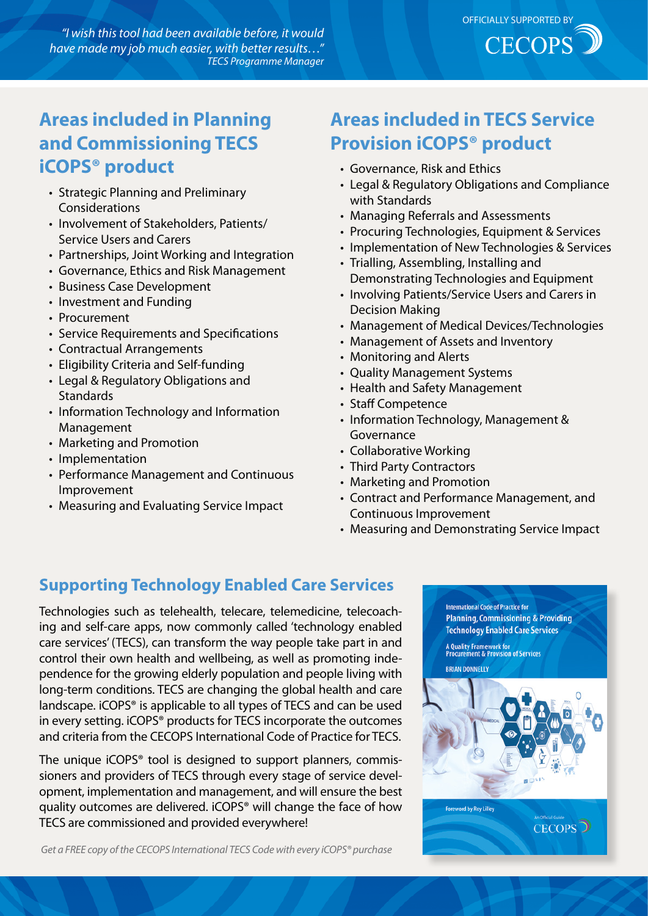*"I wish this tool had been available before, it would have made my job much easier, with better results…"*
*TECS Programme Manager*

OFFICIALLY SUPPORTED BY CECOPS

## Areas included in Planning and Commissioning TECS iCOPS® product

- Strategic Planning and Preliminary Considerations
- Involvement of Stakeholders, Patients/Service Users and Carers
- Partnerships, Joint Working and Integration
- Governance, Ethics and Risk Management
- Business Case Development
- Investment and Funding
- Procurement
- Service Requirements and Specifications
- Contractual Arrangements
- Eligibility Criteria and Self-funding
- Legal & Regulatory Obligations and Standards
- Information Technology and Information Management
- Marketing and Promotion
- Implementation
- Performance Management and Continuous Improvement
- Measuring and Evaluating Service Impact

## Areas included in TECS Service Provision iCOPS® product

- Governance, Risk and Ethics
- Legal & Regulatory Obligations and Compliance with Standards
- Managing Referrals and Assessments
- Procuring Technologies, Equipment & Services
- Implementation of New Technologies & Services
- Trialling, Assembling, Installing and Demonstrating Technologies and Equipment
- Involving Patients/Service Users and Carers in Decision Making
- Management of Medical Devices/Technologies
- Management of Assets and Inventory
- Monitoring and Alerts
- Quality Management Systems
- Health and Safety Management
- Staff Competence
- Information Technology, Management & Governance
- Collaborative Working
- Third Party Contractors
- Marketing and Promotion
- Contract and Performance Management, and Continuous Improvement
- Measuring and Demonstrating Service Impact

## Supporting Technology Enabled Care Services

Technologies such as telehealth, telecare, telemedicine, telecoaching and self-care apps, now commonly called 'technology enabled care services' (TECS), can transform the way people take part in and control their own health and wellbeing, as well as promoting independence for the growing elderly population and people living with long-term conditions. TECS are changing the global health and care landscape. iCOPS® is applicable to all types of TECS and can be used in every setting. iCOPS® products for TECS incorporate the outcomes and criteria from the CECOPS International Code of Practice for TECS.

The unique iCOPS® tool is designed to support planners, commissioners and providers of TECS through every stage of service development, implementation and management, and will ensure the best quality outcomes are delivered. iCOPS® will change the face of how TECS are commissioned and provided everywhere!

*Get a FREE copy of the CECOPS International TECS Code with every iCOPS® purchase*

International Code of Practice for
Planning, Commissioning & Providing Technology Enabled Care Services
A Quality Framework for Procurement & Provision of Services
BRIAN DONNELLY
Foreword by Roy Lilley
An Official Guide
CECOPS